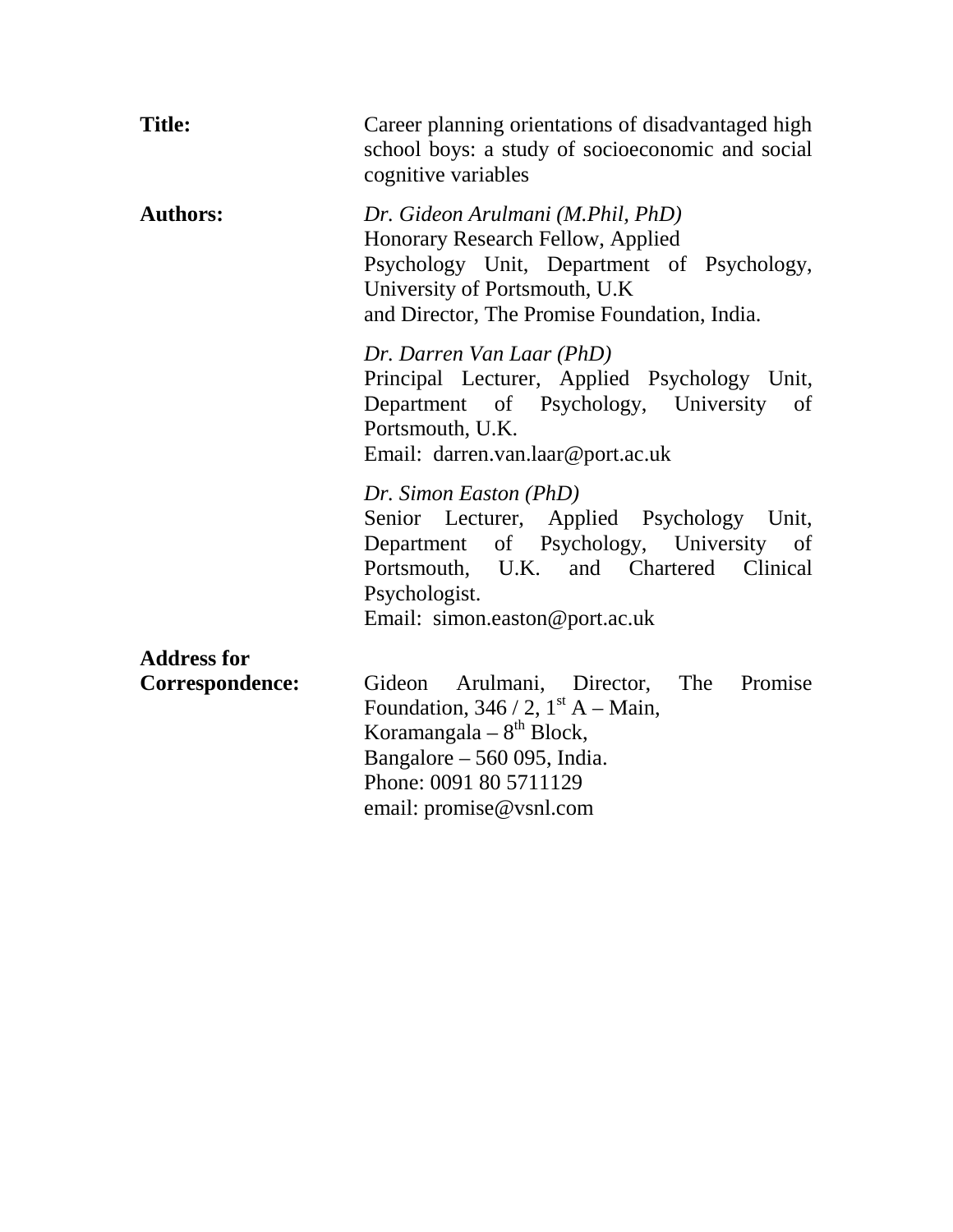**Title:** Career planning orientations of disadvantaged high school boys: a study of socioeconomic and social cognitive variables

**Authors:**

*Dr. Gideon Arulmani (M.Phil, PhD)*
Honorary Research Fellow, Applied Psychology Unit, Department of Psychology, University of Portsmouth, U.K
and Director, The Promise Foundation, India.

*Dr. Darren Van Laar (PhD)*
Principal Lecturer, Applied Psychology Unit, Department of Psychology, University of Portsmouth, U.K.
Email: darren.van.laar@port.ac.uk

*Dr. Simon Easton (PhD)*
Senior Lecturer, Applied Psychology Unit, Department of Psychology, University of Portsmouth, U.K. and Chartered Clinical Psychologist.
Email: simon.easton@port.ac.uk

**Address for Correspondence:**

Gideon Arulmani, Director, The Promise Foundation, 346 / 2, 1st A – Main,
Koramangala – 8th Block,
Bangalore – 560 095, India.
Phone: 0091 80 5711129
email: promise@vsnl.com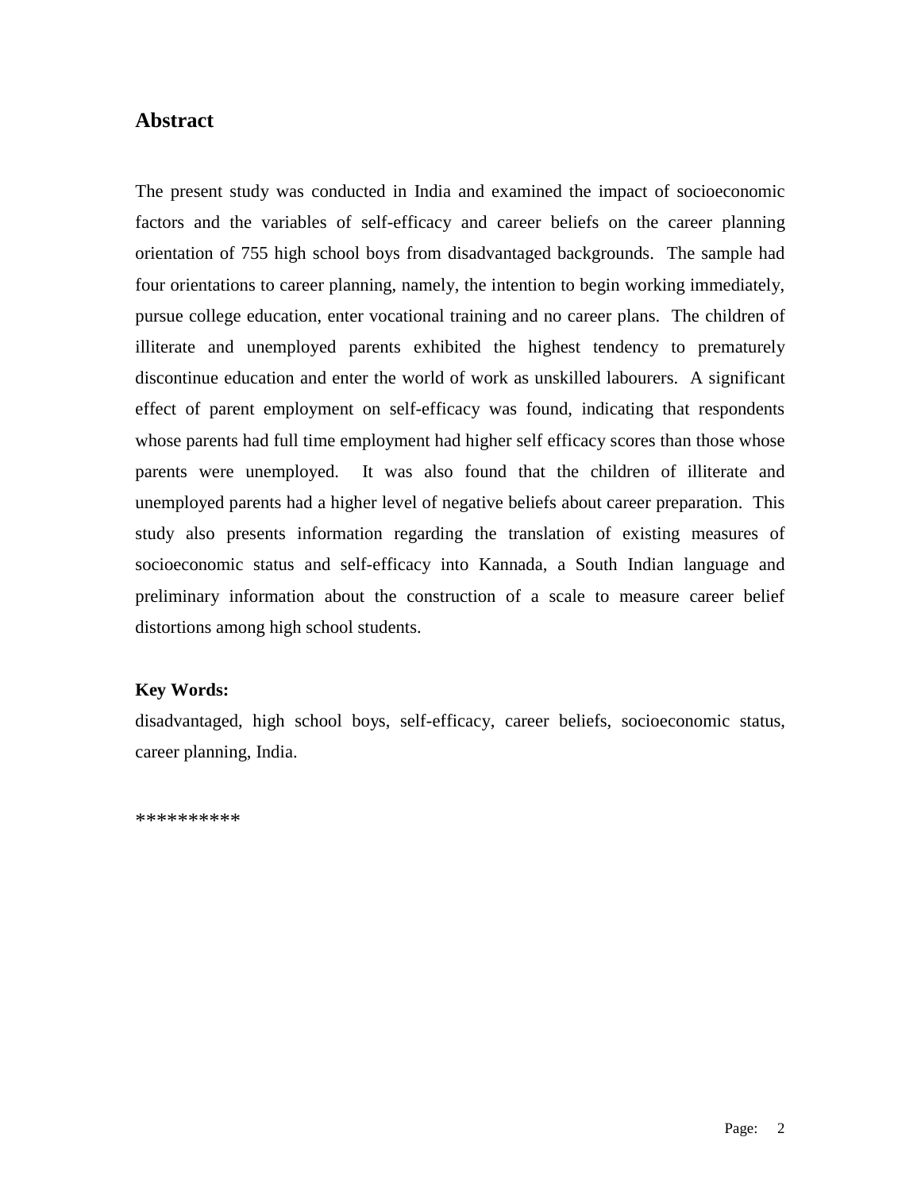## Abstract

The present study was conducted in India and examined the impact of socioeconomic factors and the variables of self-efficacy and career beliefs on the career planning orientation of 755 high school boys from disadvantaged backgrounds. The sample had four orientations to career planning, namely, the intention to begin working immediately, pursue college education, enter vocational training and no career plans. The children of illiterate and unemployed parents exhibited the highest tendency to prematurely discontinue education and enter the world of work as unskilled labourers. A significant effect of parent employment on self-efficacy was found, indicating that respondents whose parents had full time employment had higher self efficacy scores than those whose parents were unemployed. It was also found that the children of illiterate and unemployed parents had a higher level of negative beliefs about career preparation. This study also presents information regarding the translation of existing measures of socioeconomic status and self-efficacy into Kannada, a South Indian language and preliminary information about the construction of a scale to measure career belief distortions among high school students.

**Key Words:**
disadvantaged, high school boys, self-efficacy, career beliefs, socioeconomic status, career planning, India.

**********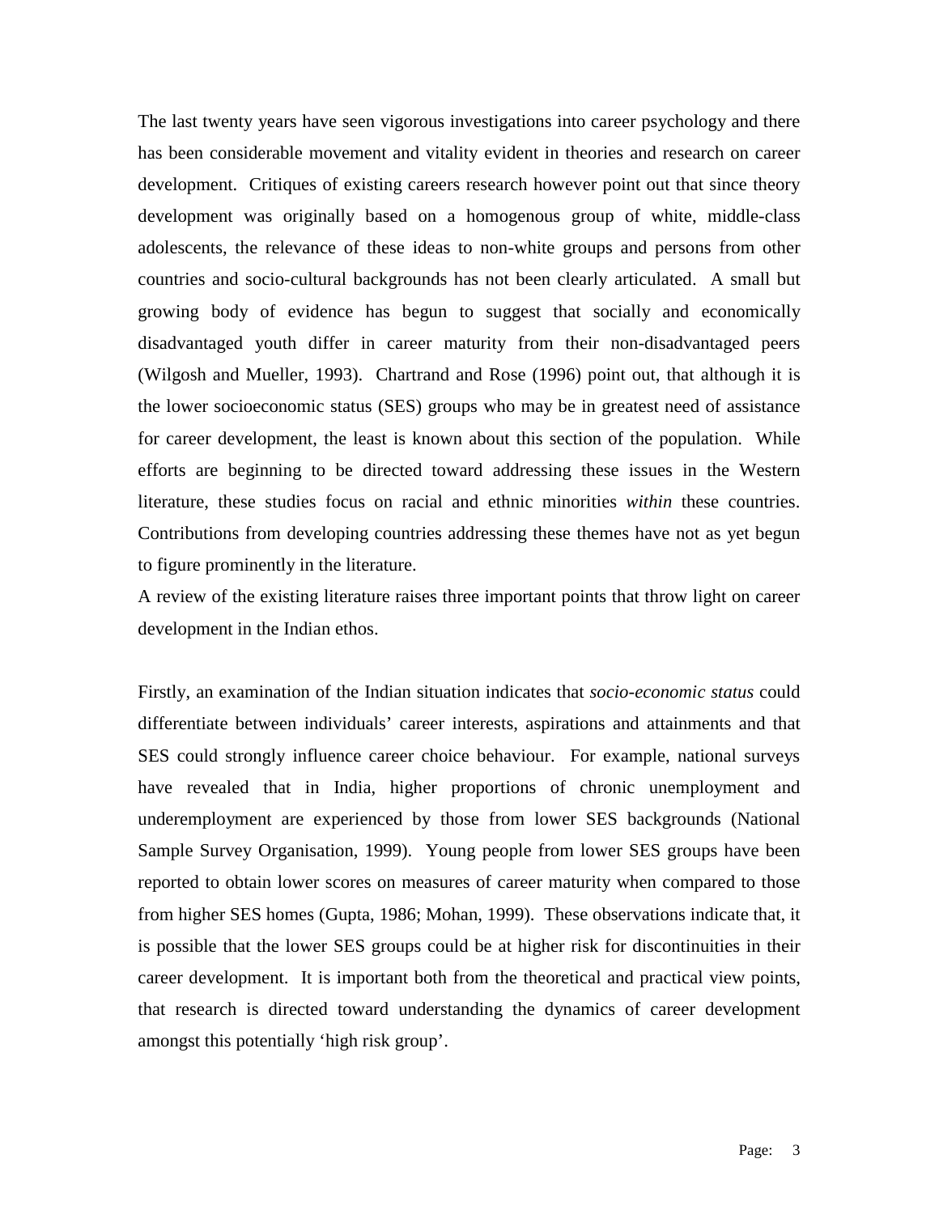The last twenty years have seen vigorous investigations into career psychology and there has been considerable movement and vitality evident in theories and research on career development. Critiques of existing careers research however point out that since theory development was originally based on a homogenous group of white, middle-class adolescents, the relevance of these ideas to non-white groups and persons from other countries and socio-cultural backgrounds has not been clearly articulated. A small but growing body of evidence has begun to suggest that socially and economically disadvantaged youth differ in career maturity from their non-disadvantaged peers (Wilgosh and Mueller, 1993). Chartrand and Rose (1996) point out, that although it is the lower socioeconomic status (SES) groups who may be in greatest need of assistance for career development, the least is known about this section of the population. While efforts are beginning to be directed toward addressing these issues in the Western literature, these studies focus on racial and ethnic minorities *within* these countries. Contributions from developing countries addressing these themes have not as yet begun to figure prominently in the literature.

A review of the existing literature raises three important points that throw light on career development in the Indian ethos.

Firstly, an examination of the Indian situation indicates that *socio-economic status* could differentiate between individuals' career interests, aspirations and attainments and that SES could strongly influence career choice behaviour. For example, national surveys have revealed that in India, higher proportions of chronic unemployment and underemployment are experienced by those from lower SES backgrounds (National Sample Survey Organisation, 1999). Young people from lower SES groups have been reported to obtain lower scores on measures of career maturity when compared to those from higher SES homes (Gupta, 1986; Mohan, 1999). These observations indicate that, it is possible that the lower SES groups could be at higher risk for discontinuities in their career development. It is important both from the theoretical and practical view points, that research is directed toward understanding the dynamics of career development amongst this potentially 'high risk group'.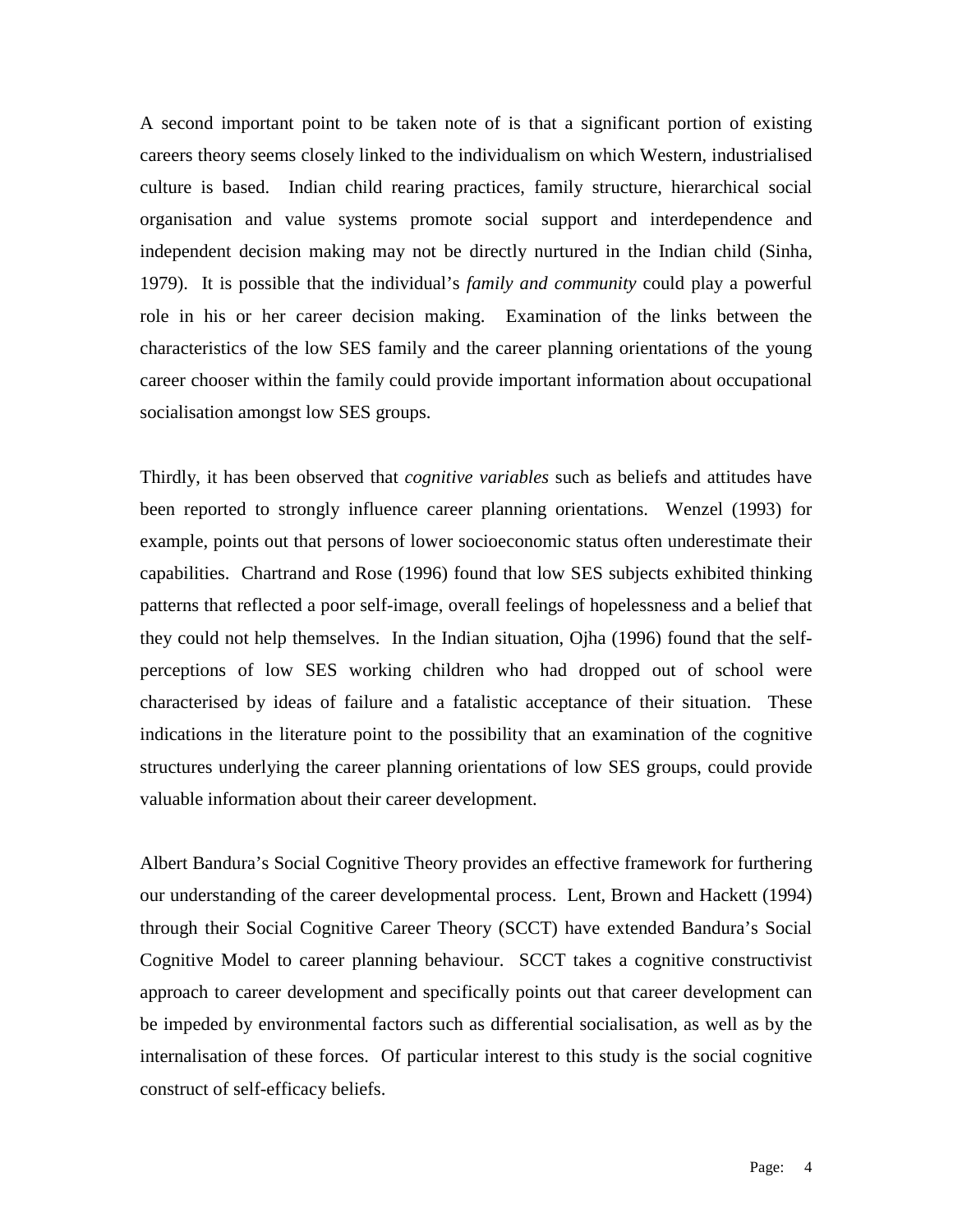A second important point to be taken note of is that a significant portion of existing careers theory seems closely linked to the individualism on which Western, industrialised culture is based. Indian child rearing practices, family structure, hierarchical social organisation and value systems promote social support and interdependence and independent decision making may not be directly nurtured in the Indian child (Sinha, 1979). It is possible that the individual's *family and community* could play a powerful role in his or her career decision making. Examination of the links between the characteristics of the low SES family and the career planning orientations of the young career chooser within the family could provide important information about occupational socialisation amongst low SES groups.

Thirdly, it has been observed that *cognitive variables* such as beliefs and attitudes have been reported to strongly influence career planning orientations. Wenzel (1993) for example, points out that persons of lower socioeconomic status often underestimate their capabilities. Chartrand and Rose (1996) found that low SES subjects exhibited thinking patterns that reflected a poor self-image, overall feelings of hopelessness and a belief that they could not help themselves. In the Indian situation, Ojha (1996) found that the self-perceptions of low SES working children who had dropped out of school were characterised by ideas of failure and a fatalistic acceptance of their situation. These indications in the literature point to the possibility that an examination of the cognitive structures underlying the career planning orientations of low SES groups, could provide valuable information about their career development.

Albert Bandura's Social Cognitive Theory provides an effective framework for furthering our understanding of the career developmental process. Lent, Brown and Hackett (1994) through their Social Cognitive Career Theory (SCCT) have extended Bandura's Social Cognitive Model to career planning behaviour. SCCT takes a cognitive constructivist approach to career development and specifically points out that career development can be impeded by environmental factors such as differential socialisation, as well as by the internalisation of these forces. Of particular interest to this study is the social cognitive construct of self-efficacy beliefs.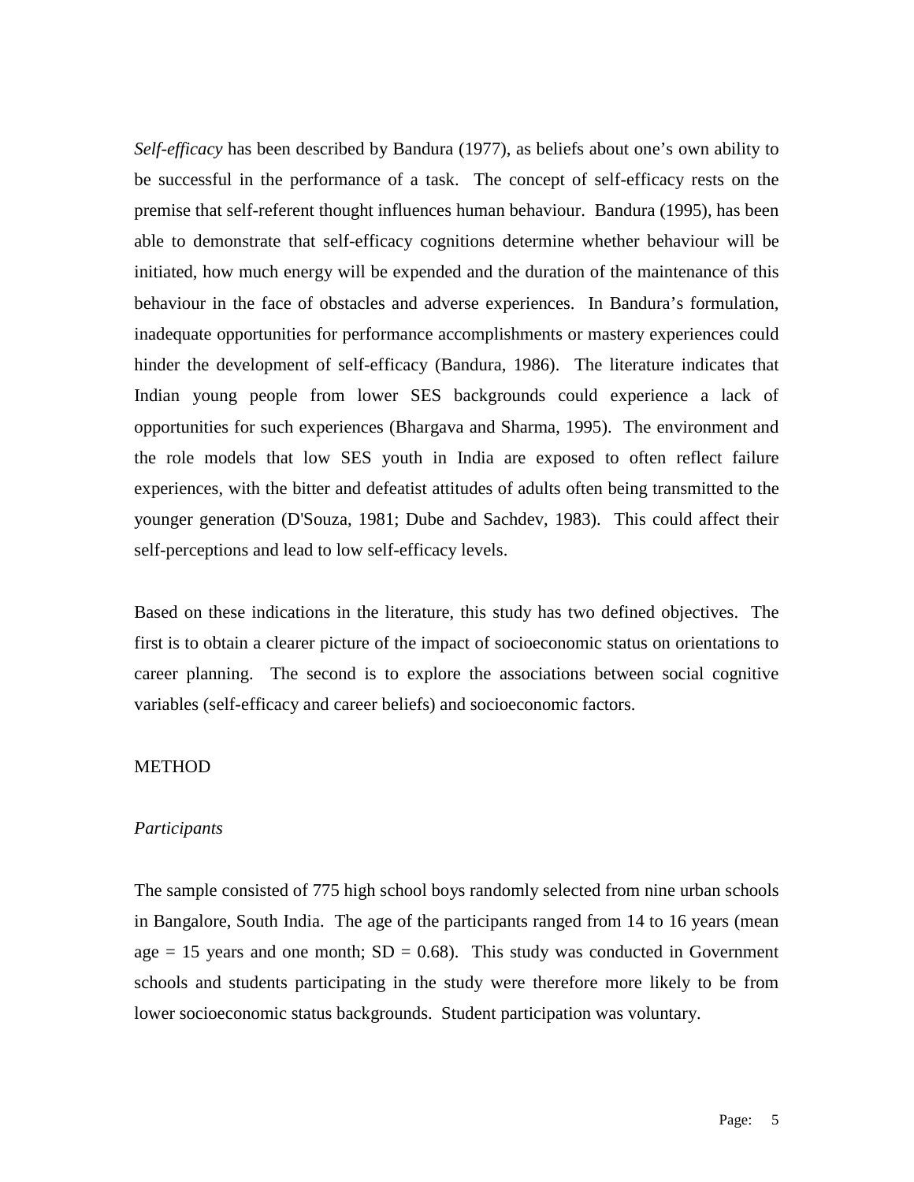*Self-efficacy* has been described by Bandura (1977), as beliefs about one's own ability to be successful in the performance of a task. The concept of self-efficacy rests on the premise that self-referent thought influences human behaviour. Bandura (1995), has been able to demonstrate that self-efficacy cognitions determine whether behaviour will be initiated, how much energy will be expended and the duration of the maintenance of this behaviour in the face of obstacles and adverse experiences. In Bandura's formulation, inadequate opportunities for performance accomplishments or mastery experiences could hinder the development of self-efficacy (Bandura, 1986). The literature indicates that Indian young people from lower SES backgrounds could experience a lack of opportunities for such experiences (Bhargava and Sharma, 1995). The environment and the role models that low SES youth in India are exposed to often reflect failure experiences, with the bitter and defeatist attitudes of adults often being transmitted to the younger generation (D'Souza, 1981; Dube and Sachdev, 1983). This could affect their self-perceptions and lead to low self-efficacy levels.

Based on these indications in the literature, this study has two defined objectives. The first is to obtain a clearer picture of the impact of socioeconomic status on orientations to career planning. The second is to explore the associations between social cognitive variables (self-efficacy and career beliefs) and socioeconomic factors.

## METHOD

### *Participants*

The sample consisted of 775 high school boys randomly selected from nine urban schools in Bangalore, South India. The age of the participants ranged from 14 to 16 years (mean age = 15 years and one month; SD = 0.68). This study was conducted in Government schools and students participating in the study were therefore more likely to be from lower socioeconomic status backgrounds. Student participation was voluntary.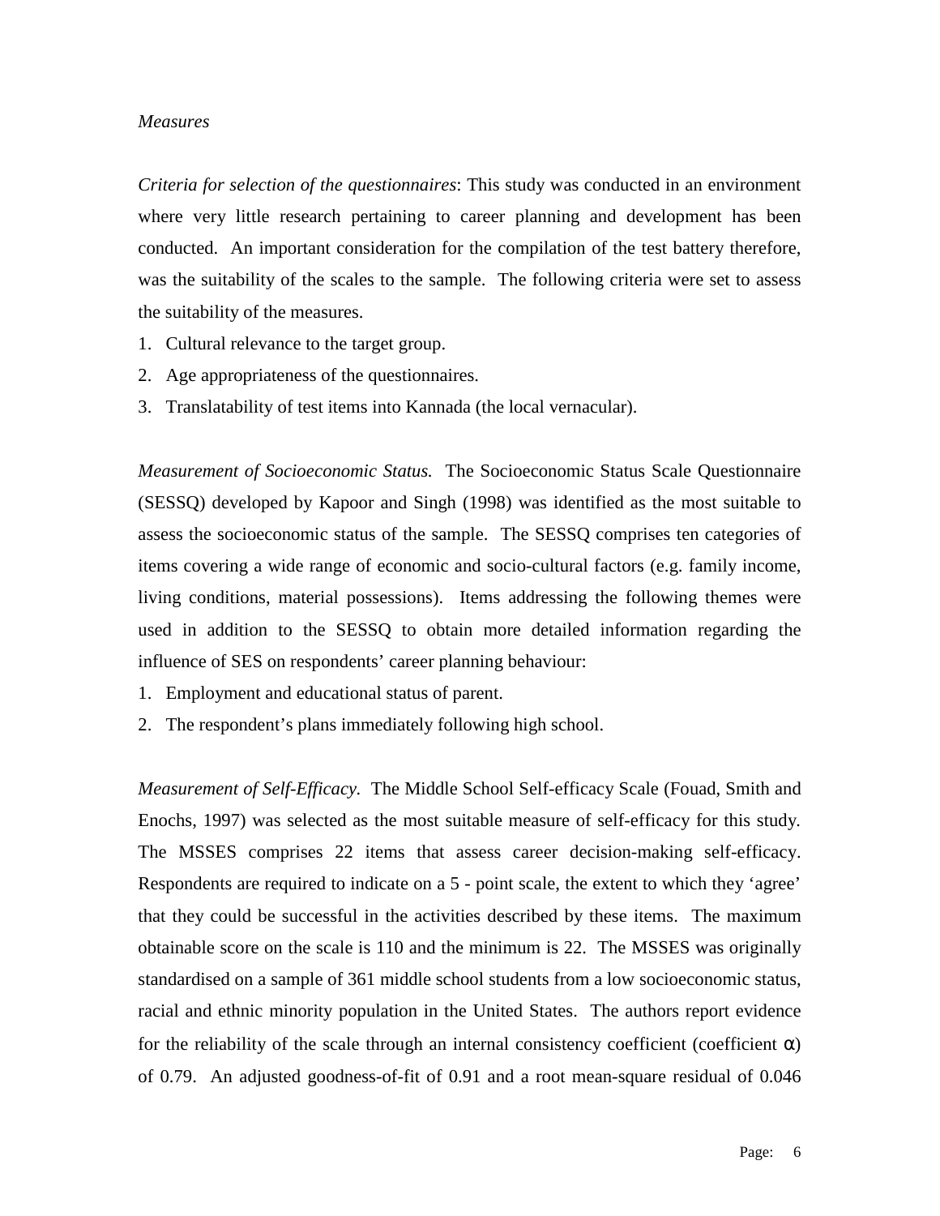*Measures*

*Criteria for selection of the questionnaires*: This study was conducted in an environment where very little research pertaining to career planning and development has been conducted. An important consideration for the compilation of the test battery therefore, was the suitability of the scales to the sample. The following criteria were set to assess the suitability of the measures.

1. Cultural relevance to the target group.
2. Age appropriateness of the questionnaires.
3. Translatability of test items into Kannada (the local vernacular).

*Measurement of Socioeconomic Status.* The Socioeconomic Status Scale Questionnaire (SESSQ) developed by Kapoor and Singh (1998) was identified as the most suitable to assess the socioeconomic status of the sample. The SESSQ comprises ten categories of items covering a wide range of economic and socio-cultural factors (e.g. family income, living conditions, material possessions). Items addressing the following themes were used in addition to the SESSQ to obtain more detailed information regarding the influence of SES on respondents' career planning behaviour:

1. Employment and educational status of parent.
2. The respondent's plans immediately following high school.

*Measurement of Self-Efficacy.* The Middle School Self-efficacy Scale (Fouad, Smith and Enochs, 1997) was selected as the most suitable measure of self-efficacy for this study. The MSSES comprises 22 items that assess career decision-making self-efficacy. Respondents are required to indicate on a 5 - point scale, the extent to which they 'agree' that they could be successful in the activities described by these items. The maximum obtainable score on the scale is 110 and the minimum is 22. The MSSES was originally standardised on a sample of 361 middle school students from a low socioeconomic status, racial and ethnic minority population in the United States. The authors report evidence for the reliability of the scale through an internal consistency coefficient (coefficient $\alpha$) of 0.79. An adjusted goodness-of-fit of 0.91 and a root mean-square residual of 0.046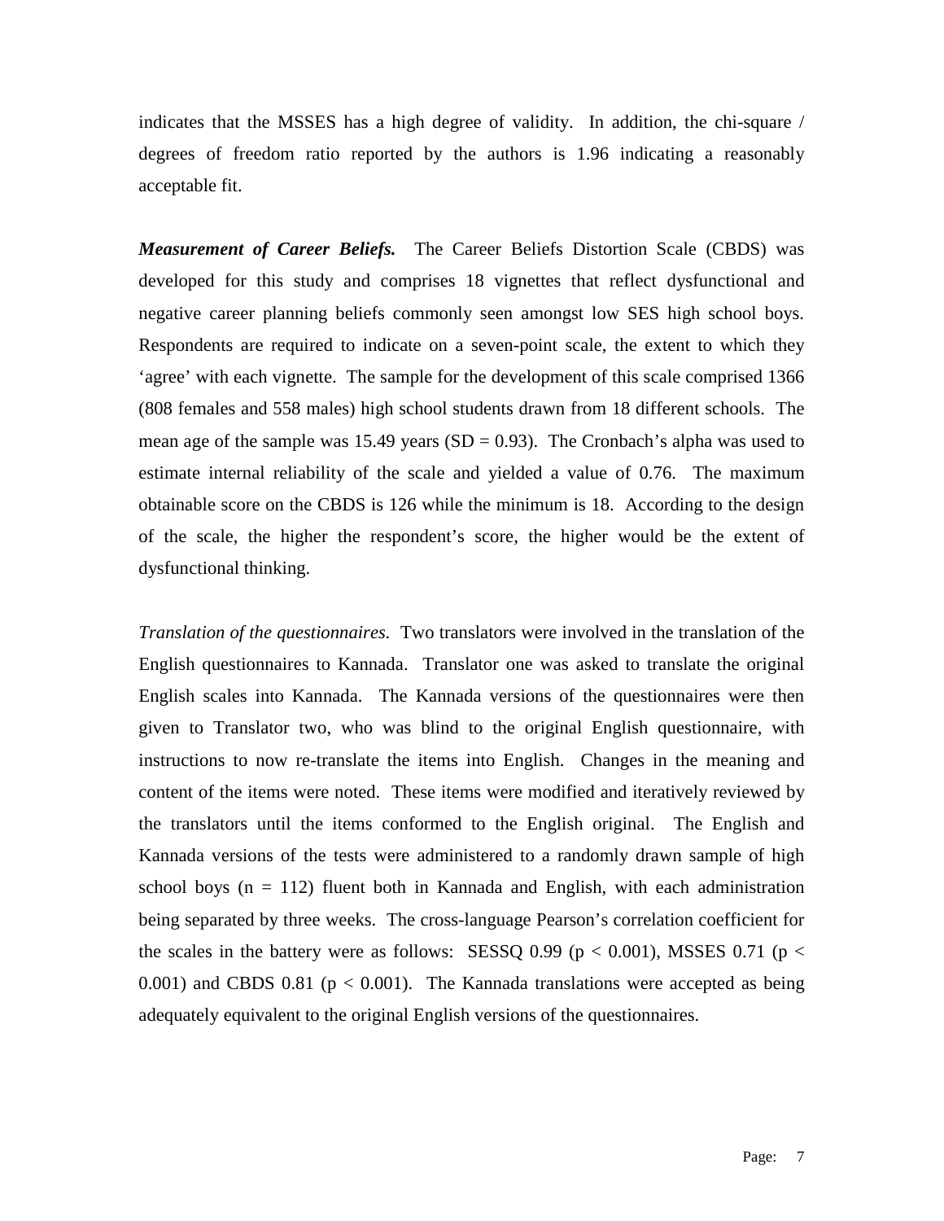indicates that the MSSES has a high degree of validity. In addition, the chi-square / degrees of freedom ratio reported by the authors is 1.96 indicating a reasonably acceptable fit.

***Measurement of Career Beliefs.*** The Career Beliefs Distortion Scale (CBDS) was developed for this study and comprises 18 vignettes that reflect dysfunctional and negative career planning beliefs commonly seen amongst low SES high school boys. Respondents are required to indicate on a seven-point scale, the extent to which they 'agree' with each vignette. The sample for the development of this scale comprised 1366 (808 females and 558 males) high school students drawn from 18 different schools. The mean age of the sample was 15.49 years (SD = 0.93). The Cronbach's alpha was used to estimate internal reliability of the scale and yielded a value of 0.76. The maximum obtainable score on the CBDS is 126 while the minimum is 18. According to the design of the scale, the higher the respondent's score, the higher would be the extent of dysfunctional thinking.

*Translation of the questionnaires.* Two translators were involved in the translation of the English questionnaires to Kannada. Translator one was asked to translate the original English scales into Kannada. The Kannada versions of the questionnaires were then given to Translator two, who was blind to the original English questionnaire, with instructions to now re-translate the items into English. Changes in the meaning and content of the items were noted. These items were modified and iteratively reviewed by the translators until the items conformed to the English original. The English and Kannada versions of the tests were administered to a randomly drawn sample of high school boys (n = 112) fluent both in Kannada and English, with each administration being separated by three weeks. The cross-language Pearson's correlation coefficient for the scales in the battery were as follows: SESSQ 0.99 ($p < 0.001$), MSSES 0.71 ($p < 0.001$) and CBDS 0.81 ($p < 0.001$). The Kannada translations were accepted as being adequately equivalent to the original English versions of the questionnaires.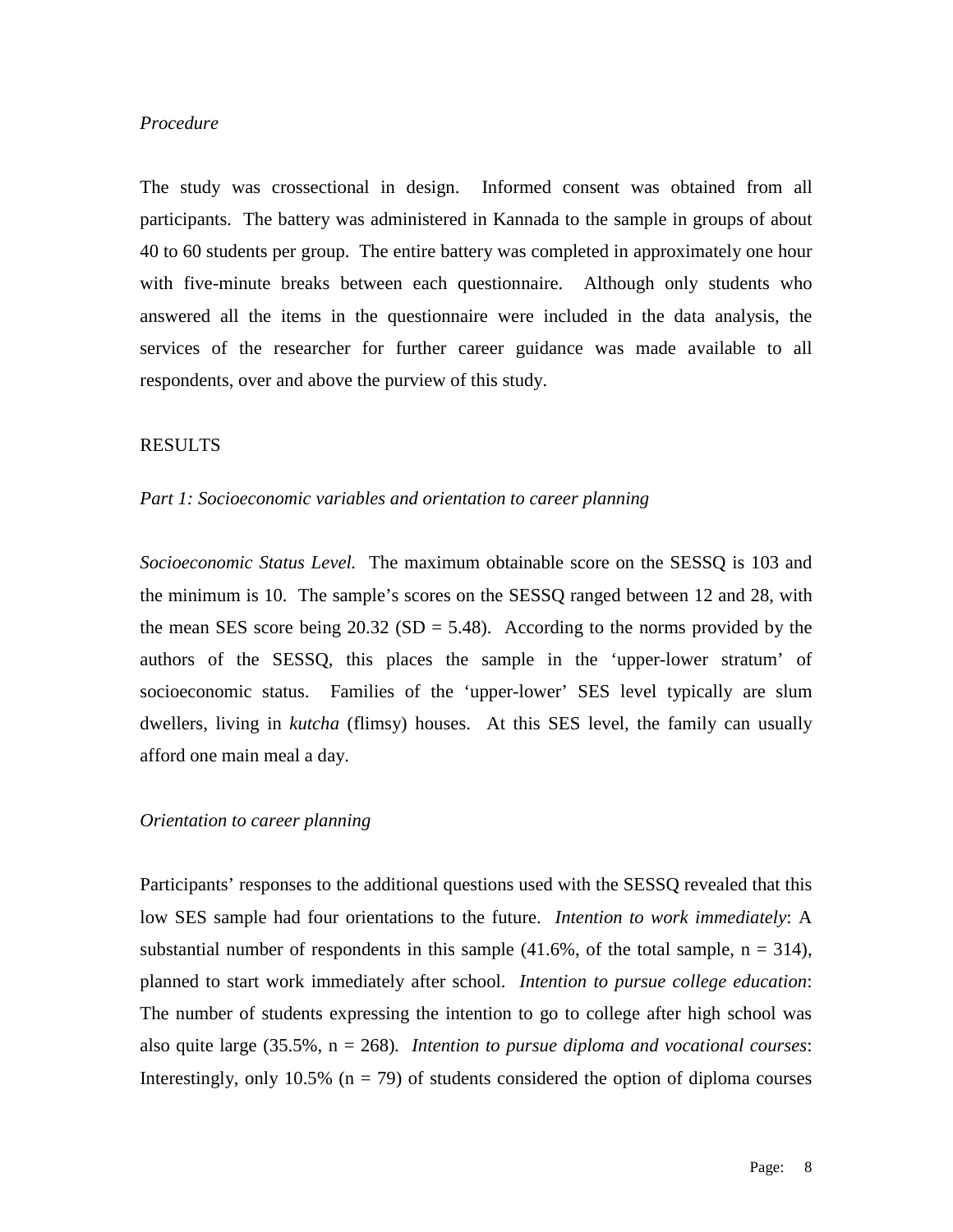*Procedure*

The study was crossectional in design. Informed consent was obtained from all participants. The battery was administered in Kannada to the sample in groups of about 40 to 60 students per group. The entire battery was completed in approximately one hour with five-minute breaks between each questionnaire. Although only students who answered all the items in the questionnaire were included in the data analysis, the services of the researcher for further career guidance was made available to all respondents, over and above the purview of this study.

## RESULTS

*Part 1: Socioeconomic variables and orientation to career planning*

*Socioeconomic Status Level.* The maximum obtainable score on the SESSQ is 103 and the minimum is 10. The sample's scores on the SESSQ ranged between 12 and 28, with the mean SES score being 20.32 (SD = 5.48). According to the norms provided by the authors of the SESSQ, this places the sample in the 'upper-lower stratum' of socioeconomic status. Families of the 'upper-lower' SES level typically are slum dwellers, living in *kutcha* (flimsy) houses. At this SES level, the family can usually afford one main meal a day.

*Orientation to career planning*

Participants' responses to the additional questions used with the SESSQ revealed that this low SES sample had four orientations to the future. *Intention to work immediately*: A substantial number of respondents in this sample (41.6%, of the total sample, n = 314), planned to start work immediately after school. *Intention to pursue college education*: The number of students expressing the intention to go to college after high school was also quite large (35.5%, n = 268). *Intention to pursue diploma and vocational courses*: Interestingly, only 10.5% (n = 79) of students considered the option of diploma courses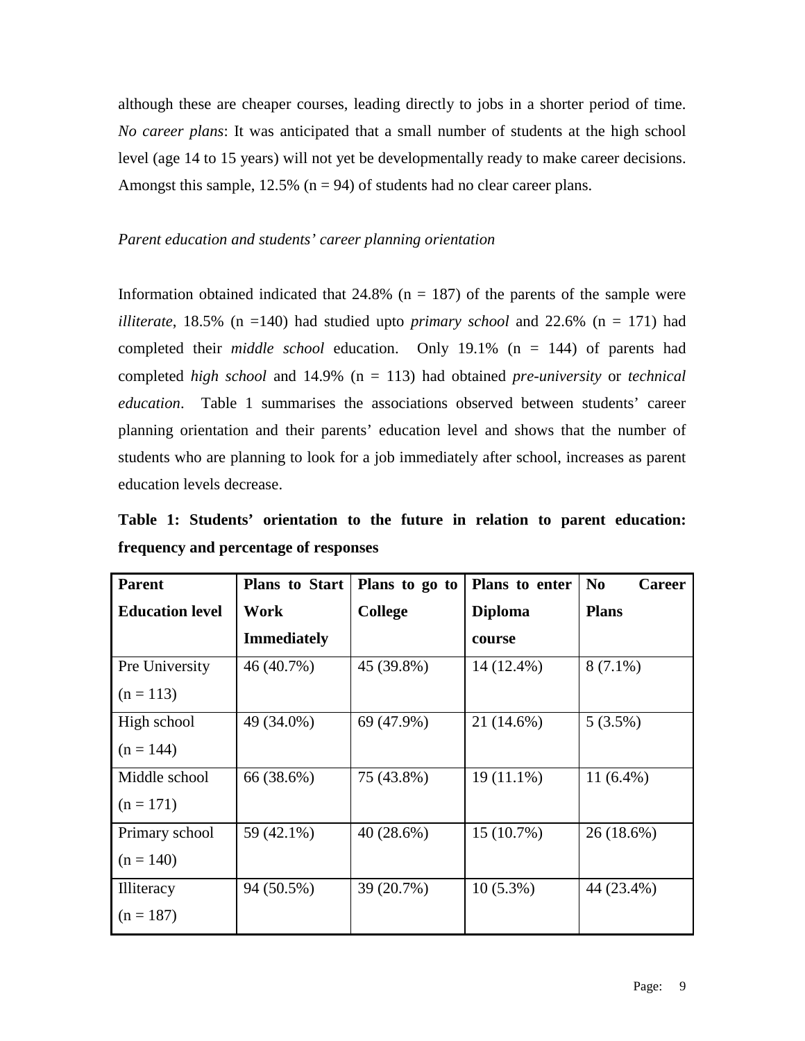although these are cheaper courses, leading directly to jobs in a shorter period of time. *No career plans*: It was anticipated that a small number of students at the high school level (age 14 to 15 years) will not yet be developmentally ready to make career decisions. Amongst this sample, 12.5% (n = 94) of students had no clear career plans.

*Parent education and students' career planning orientation*

Information obtained indicated that 24.8% (n = 187) of the parents of the sample were *illiterate*, 18.5% (n =140) had studied upto *primary school* and 22.6% (n = 171) had completed their *middle school* education. Only 19.1% (n = 144) of parents had completed *high school* and 14.9% (n = 113) had obtained *pre-university* or *technical education*. Table 1 summarises the associations observed between students' career planning orientation and their parents' education level and shows that the number of students who are planning to look for a job immediately after school, increases as parent education levels decrease.

**Table 1: Students' orientation to the future in relation to parent education: frequency and percentage of responses**

| Parent Education level | Plans to Start Work Immediately | Plans to go to College | Plans to enter Diploma course | No Career Plans |
|---|---|---|---|---|
| Pre University (n = 113) | 46 (40.7%) | 45 (39.8%) | 14 (12.4%) | 8 (7.1%) |
| High school (n = 144) | 49 (34.0%) | 69 (47.9%) | 21 (14.6%) | 5 (3.5%) |
| Middle school (n = 171) | 66 (38.6%) | 75 (43.8%) | 19 (11.1%) | 11 (6.4%) |
| Primary school (n = 140) | 59 (42.1%) | 40 (28.6%) | 15 (10.7%) | 26 (18.6%) |
| Illiteracy (n = 187) | 94 (50.5%) | 39 (20.7%) | 10 (5.3%) | 44 (23.4%) |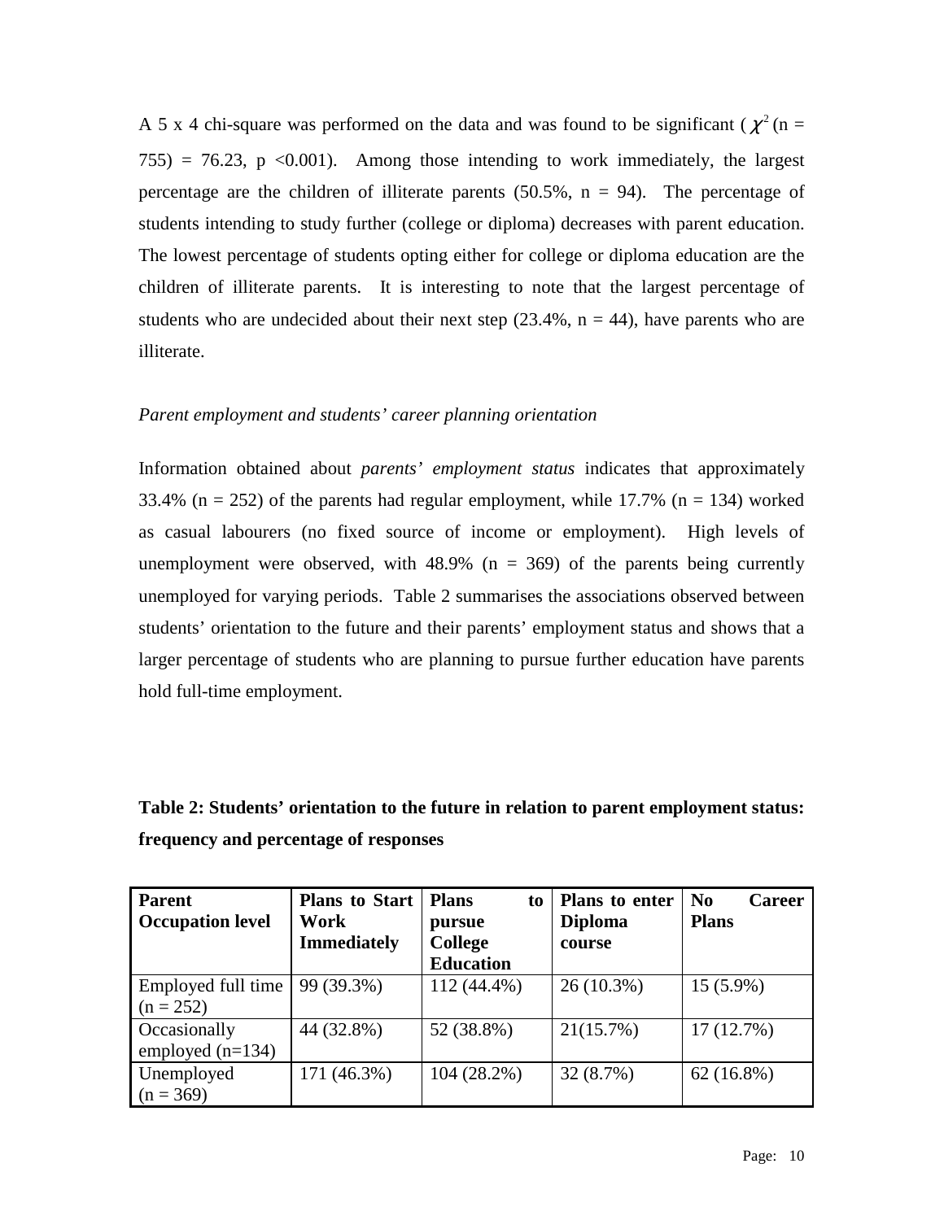A 5 x 4 chi-square was performed on the data and was found to be significant ( $\chi^2$ (n = 755) = 76.23, p <0.001). Among those intending to work immediately, the largest percentage are the children of illiterate parents (50.5%, n = 94). The percentage of students intending to study further (college or diploma) decreases with parent education. The lowest percentage of students opting either for college or diploma education are the children of illiterate parents. It is interesting to note that the largest percentage of students who are undecided about their next step (23.4%, n = 44), have parents who are illiterate.

*Parent employment and students' career planning orientation*

Information obtained about *parents' employment status* indicates that approximately 33.4% (n = 252) of the parents had regular employment, while 17.7% (n = 134) worked as casual labourers (no fixed source of income or employment). High levels of unemployment were observed, with 48.9% (n = 369) of the parents being currently unemployed for varying periods. Table 2 summarises the associations observed between students' orientation to the future and their parents' employment status and shows that a larger percentage of students who are planning to pursue further education have parents hold full-time employment.

**Table 2: Students' orientation to the future in relation to parent employment status: frequency and percentage of responses**

| Parent Occupation level | Plans to Start Work Immediately | Plans to pursue College Education | Plans to enter Diploma course | No Career Plans |
|---|---|---|---|---|
| Employed full time (n = 252) | 99 (39.3%) | 112 (44.4%) | 26 (10.3%) | 15 (5.9%) |
| Occasionally employed (n=134) | 44 (32.8%) | 52 (38.8%) | 21(15.7%) | 17 (12.7%) |
| Unemployed (n = 369) | 171 (46.3%) | 104 (28.2%) | 32 (8.7%) | 62 (16.8%) |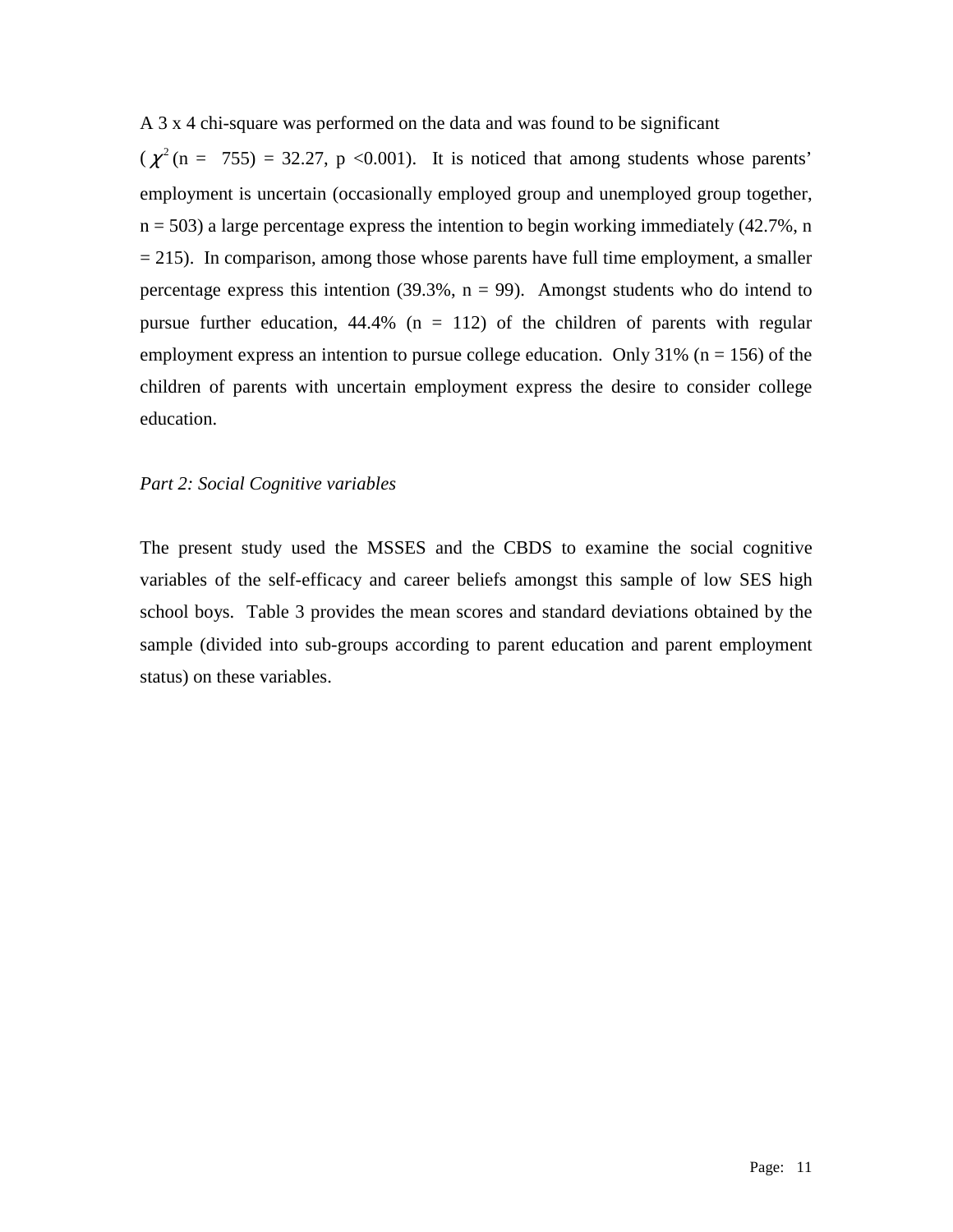A 3 x 4 chi-square was performed on the data and was found to be significant

($\chi^2$ (n = 755) = 32.27, p <0.001). It is noticed that among students whose parents' employment is uncertain (occasionally employed group and unemployed group together, n = 503) a large percentage express the intention to begin working immediately (42.7%, n = 215). In comparison, among those whose parents have full time employment, a smaller percentage express this intention (39.3%, n = 99). Amongst students who do intend to pursue further education, 44.4% (n = 112) of the children of parents with regular employment express an intention to pursue college education. Only 31% (n = 156) of the children of parents with uncertain employment express the desire to consider college education.

*Part 2: Social Cognitive variables*

The present study used the MSSES and the CBDS to examine the social cognitive variables of the self-efficacy and career beliefs amongst this sample of low SES high school boys. Table 3 provides the mean scores and standard deviations obtained by the sample (divided into sub-groups according to parent education and parent employment status) on these variables.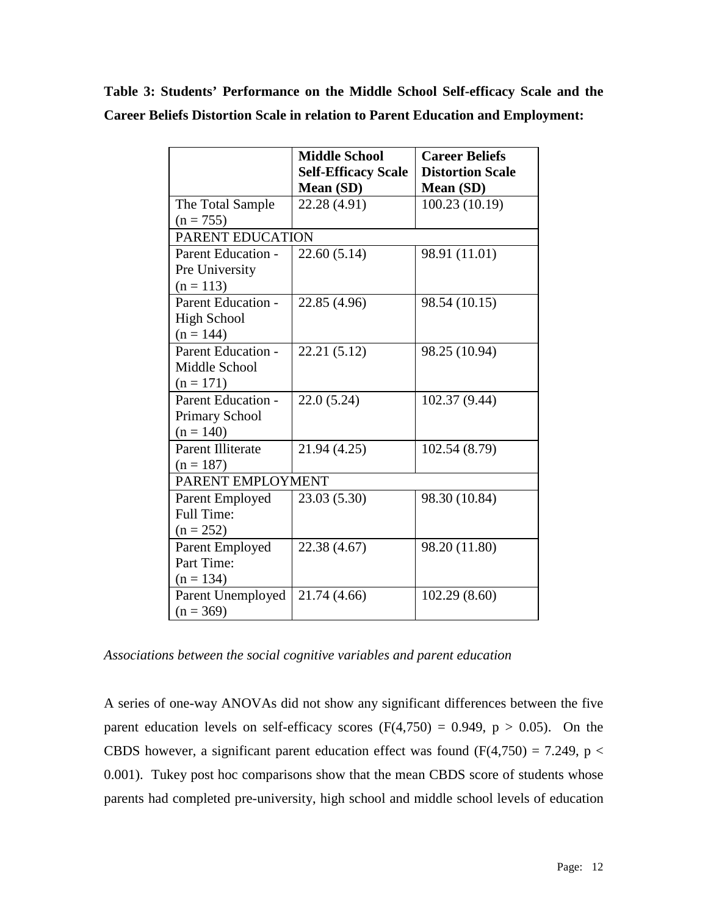**Table 3: Students' Performance on the Middle School Self-efficacy Scale and the Career Beliefs Distortion Scale in relation to Parent Education and Employment:**

| | **Middle School Self-Efficacy Scale Mean (SD)** | **Career Beliefs Distortion Scale Mean (SD)** |
|---|---|---|
| The Total Sample (n = 755) | 22.28 (4.91) | 100.23 (10.19) |
| PARENT EDUCATION | | |
| Parent Education - Pre University (n = 113) | 22.60 (5.14) | 98.91 (11.01) |
| Parent Education - High School (n = 144) | 22.85 (4.96) | 98.54 (10.15) |
| Parent Education - Middle School (n = 171) | 22.21 (5.12) | 98.25 (10.94) |
| Parent Education - Primary School (n = 140) | 22.0 (5.24) | 102.37 (9.44) |
| Parent Illiterate (n = 187) | 21.94 (4.25) | 102.54 (8.79) |
| PARENT EMPLOYMENT | | |
| Parent Employed Full Time: (n = 252) | 23.03 (5.30) | 98.30 (10.84) |
| Parent Employed Part Time: (n = 134) | 22.38 (4.67) | 98.20 (11.80) |
| Parent Unemployed (n = 369) | 21.74 (4.66) | 102.29 (8.60) |

*Associations between the social cognitive variables and parent education*

A series of one-way ANOVAs did not show any significant differences between the five parent education levels on self-efficacy scores ($F(4,750) = 0.949$, $p > 0.05$). On the CBDS however, a significant parent education effect was found ($F(4,750) = 7.249$, $p < 0.001$). Tukey post hoc comparisons show that the mean CBDS score of students whose parents had completed pre-university, high school and middle school levels of education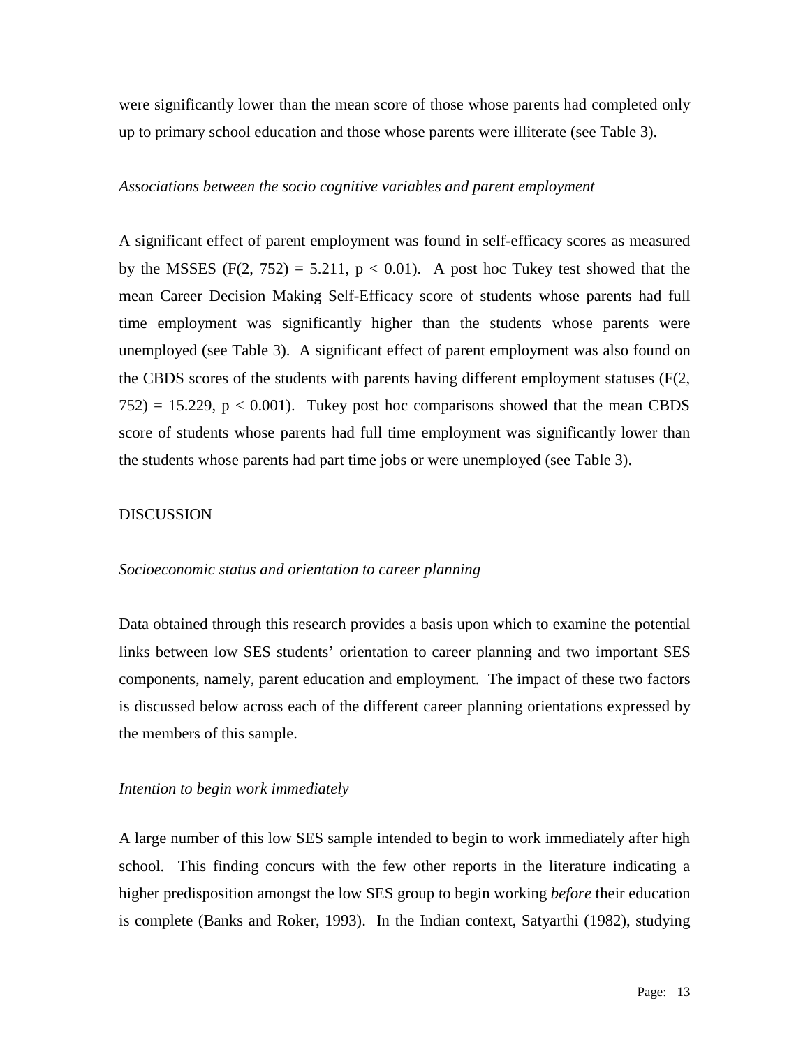were significantly lower than the mean score of those whose parents had completed only up to primary school education and those whose parents were illiterate (see Table 3).

*Associations between the socio cognitive variables and parent employment*

A significant effect of parent employment was found in self-efficacy scores as measured by the MSSES ($F(2, 752) = 5.211$, $p < 0.01$). A post hoc Tukey test showed that the mean Career Decision Making Self-Efficacy score of students whose parents had full time employment was significantly higher than the students whose parents were unemployed (see Table 3). A significant effect of parent employment was also found on the CBDS scores of the students with parents having different employment statuses ($F(2, 752) = 15.229$, $p < 0.001$). Tukey post hoc comparisons showed that the mean CBDS score of students whose parents had full time employment was significantly lower than the students whose parents had part time jobs or were unemployed (see Table 3).

## DISCUSSION

*Socioeconomic status and orientation to career planning*

Data obtained through this research provides a basis upon which to examine the potential links between low SES students' orientation to career planning and two important SES components, namely, parent education and employment. The impact of these two factors is discussed below across each of the different career planning orientations expressed by the members of this sample.

*Intention to begin work immediately*

A large number of this low SES sample intended to begin to work immediately after high school. This finding concurs with the few other reports in the literature indicating a higher predisposition amongst the low SES group to begin working *before* their education is complete (Banks and Roker, 1993). In the Indian context, Satyarthi (1982), studying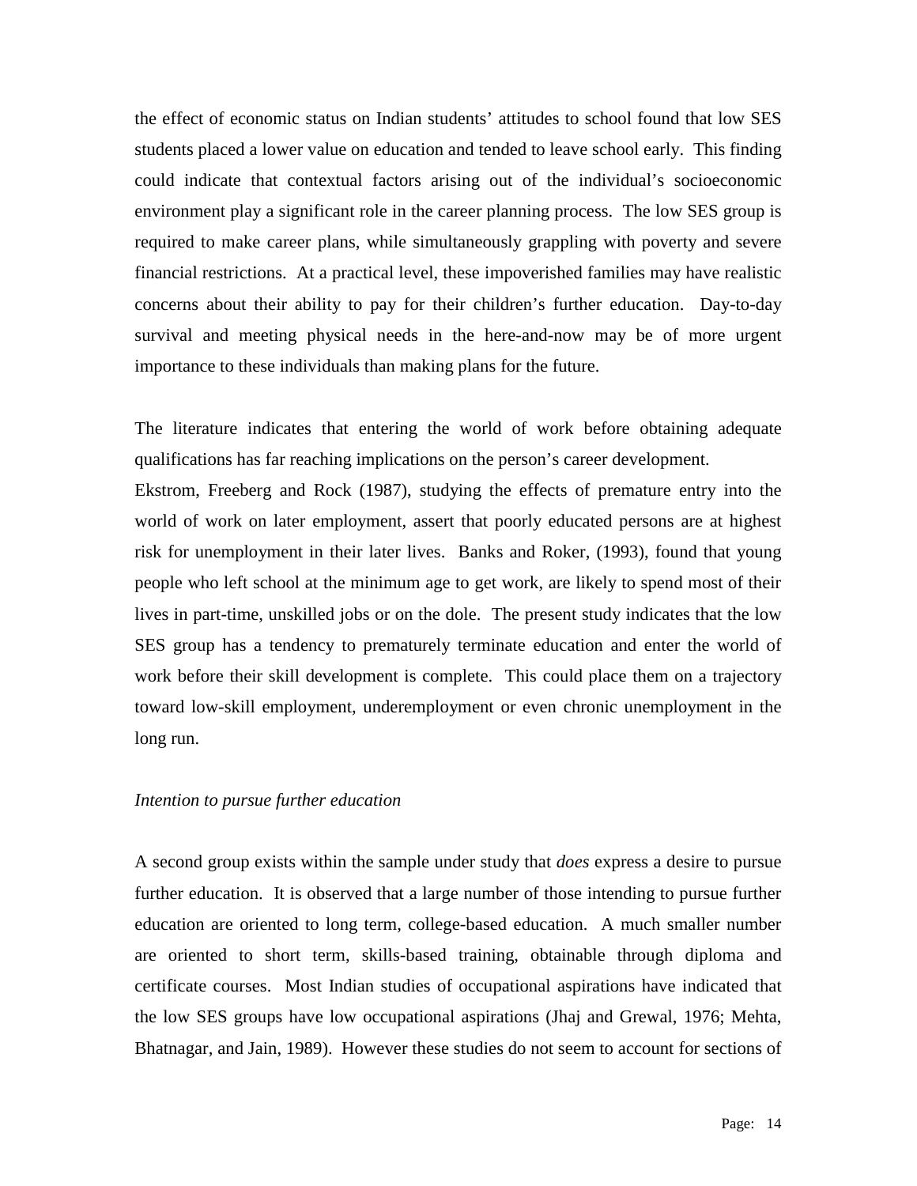the effect of economic status on Indian students' attitudes to school found that low SES students placed a lower value on education and tended to leave school early. This finding could indicate that contextual factors arising out of the individual's socioeconomic environment play a significant role in the career planning process. The low SES group is required to make career plans, while simultaneously grappling with poverty and severe financial restrictions. At a practical level, these impoverished families may have realistic concerns about their ability to pay for their children's further education. Day-to-day survival and meeting physical needs in the here-and-now may be of more urgent importance to these individuals than making plans for the future.

The literature indicates that entering the world of work before obtaining adequate qualifications has far reaching implications on the person's career development.
Ekstrom, Freeberg and Rock (1987), studying the effects of premature entry into the world of work on later employment, assert that poorly educated persons are at highest risk for unemployment in their later lives. Banks and Roker, (1993), found that young people who left school at the minimum age to get work, are likely to spend most of their lives in part-time, unskilled jobs or on the dole. The present study indicates that the low SES group has a tendency to prematurely terminate education and enter the world of work before their skill development is complete. This could place them on a trajectory toward low-skill employment, underemployment or even chronic unemployment in the long run.

*Intention to pursue further education*

A second group exists within the sample under study that *does* express a desire to pursue further education. It is observed that a large number of those intending to pursue further education are oriented to long term, college-based education. A much smaller number are oriented to short term, skills-based training, obtainable through diploma and certificate courses. Most Indian studies of occupational aspirations have indicated that the low SES groups have low occupational aspirations (Jhaj and Grewal, 1976; Mehta, Bhatnagar, and Jain, 1989). However these studies do not seem to account for sections of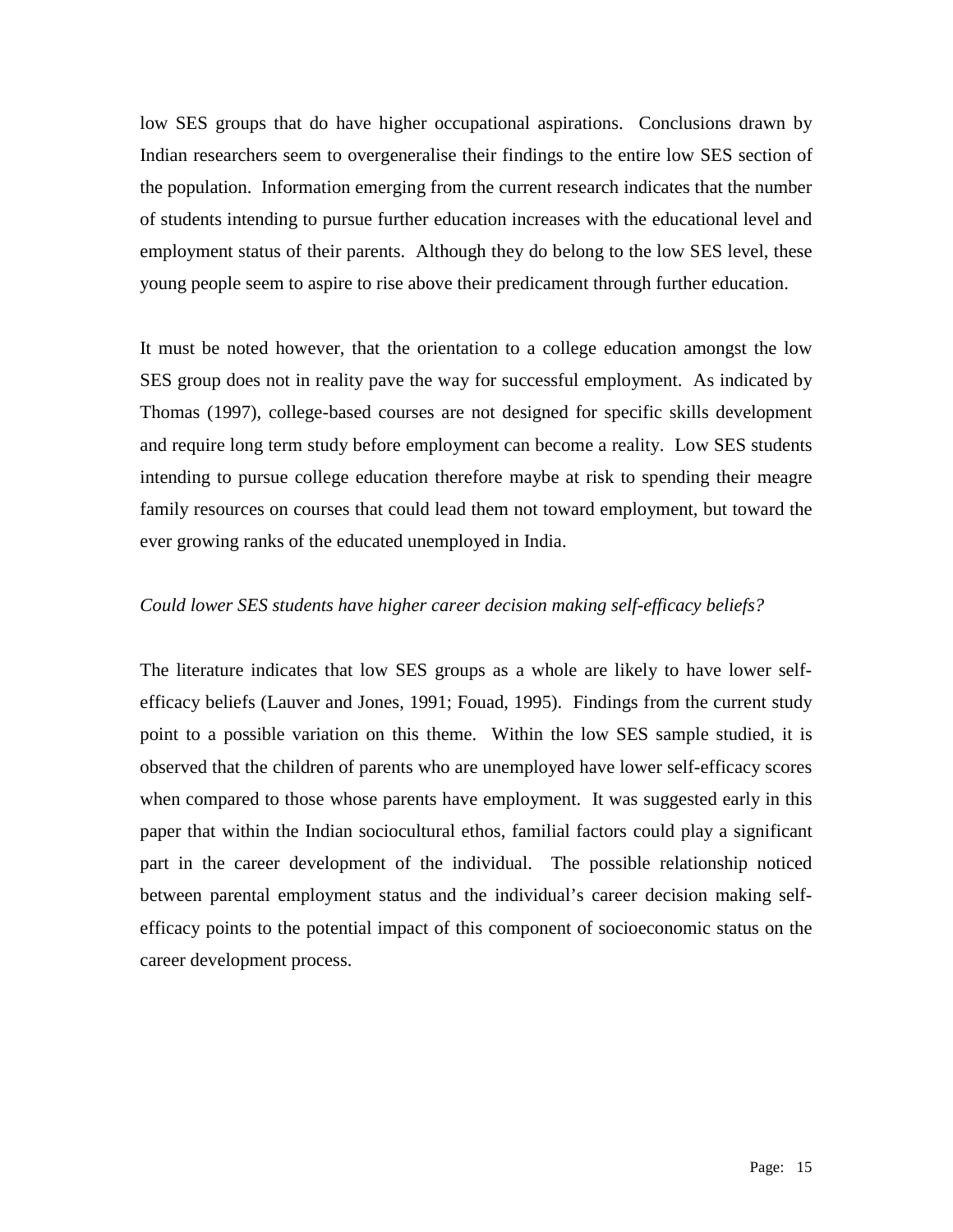low SES groups that do have higher occupational aspirations. Conclusions drawn by Indian researchers seem to overgeneralise their findings to the entire low SES section of the population. Information emerging from the current research indicates that the number of students intending to pursue further education increases with the educational level and employment status of their parents. Although they do belong to the low SES level, these young people seem to aspire to rise above their predicament through further education.

It must be noted however, that the orientation to a college education amongst the low SES group does not in reality pave the way for successful employment. As indicated by Thomas (1997), college-based courses are not designed for specific skills development and require long term study before employment can become a reality. Low SES students intending to pursue college education therefore maybe at risk to spending their meagre family resources on courses that could lead them not toward employment, but toward the ever growing ranks of the educated unemployed in India.

*Could lower SES students have higher career decision making self-efficacy beliefs?*

The literature indicates that low SES groups as a whole are likely to have lower self-efficacy beliefs (Lauver and Jones, 1991; Fouad, 1995). Findings from the current study point to a possible variation on this theme. Within the low SES sample studied, it is observed that the children of parents who are unemployed have lower self-efficacy scores when compared to those whose parents have employment. It was suggested early in this paper that within the Indian sociocultural ethos, familial factors could play a significant part in the career development of the individual. The possible relationship noticed between parental employment status and the individual's career decision making self-efficacy points to the potential impact of this component of socioeconomic status on the career development process.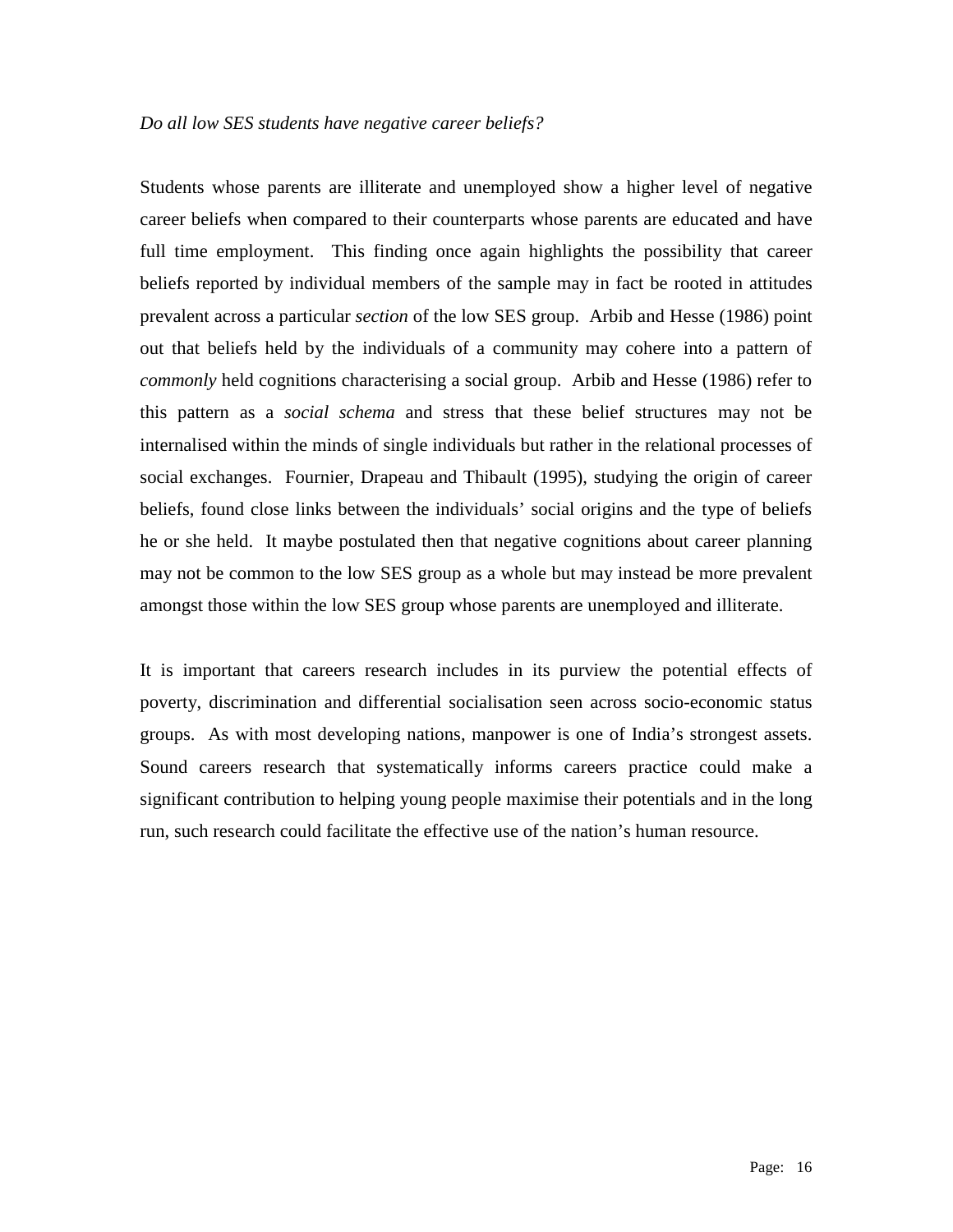*Do all low SES students have negative career beliefs?*

Students whose parents are illiterate and unemployed show a higher level of negative career beliefs when compared to their counterparts whose parents are educated and have full time employment. This finding once again highlights the possibility that career beliefs reported by individual members of the sample may in fact be rooted in attitudes prevalent across a particular *section* of the low SES group. Arbib and Hesse (1986) point out that beliefs held by the individuals of a community may cohere into a pattern of *commonly* held cognitions characterising a social group. Arbib and Hesse (1986) refer to this pattern as a *social schema* and stress that these belief structures may not be internalised within the minds of single individuals but rather in the relational processes of social exchanges. Fournier, Drapeau and Thibault (1995), studying the origin of career beliefs, found close links between the individuals' social origins and the type of beliefs he or she held. It maybe postulated then that negative cognitions about career planning may not be common to the low SES group as a whole but may instead be more prevalent amongst those within the low SES group whose parents are unemployed and illiterate.

It is important that careers research includes in its purview the potential effects of poverty, discrimination and differential socialisation seen across socio-economic status groups. As with most developing nations, manpower is one of India's strongest assets. Sound careers research that systematically informs careers practice could make a significant contribution to helping young people maximise their potentials and in the long run, such research could facilitate the effective use of the nation's human resource.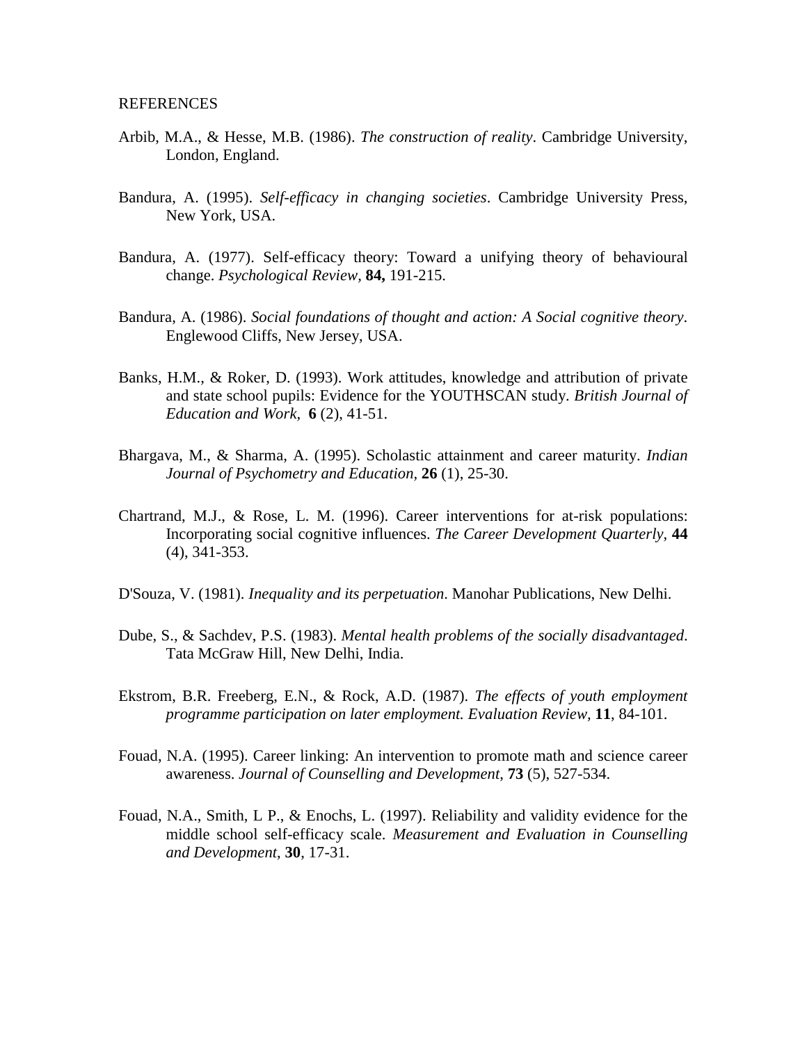REFERENCES

Arbib, M.A., & Hesse, M.B. (1986). *The construction of reality*. Cambridge University, London, England.

Bandura, A. (1995). *Self-efficacy in changing societies*. Cambridge University Press, New York, USA.

Bandura, A. (1977). Self-efficacy theory: Toward a unifying theory of behavioural change. *Psychological Review,* **84,** 191-215.

Bandura, A. (1986). *Social foundations of thought and action: A Social cognitive theory*. Englewood Cliffs, New Jersey, USA.

Banks, H.M., & Roker, D. (1993). Work attitudes, knowledge and attribution of private and state school pupils: Evidence for the YOUTHSCAN study. *British Journal of Education and Work,* **6** (2), 41-51.

Bhargava, M., & Sharma, A. (1995). Scholastic attainment and career maturity. *Indian Journal of Psychometry and Education,* **26** (1), 25-30.

Chartrand, M.J., & Rose, L. M. (1996). Career interventions for at-risk populations: Incorporating social cognitive influences. *The Career Development Quarterly*, **44** (4), 341-353.

D'Souza, V. (1981). *Inequality and its perpetuation*. Manohar Publications, New Delhi.

Dube, S., & Sachdev, P.S. (1983). *Mental health problems of the socially disadvantaged*. Tata McGraw Hill, New Delhi, India.

Ekstrom, B.R. Freeberg, E.N., & Rock, A.D. (1987). *The effects of youth employment programme participation on later employment. Evaluation Review,* **11**, 84-101.

Fouad, N.A. (1995). Career linking: An intervention to promote math and science career awareness. *Journal of Counselling and Development,* **73** (5), 527-534.

Fouad, N.A., Smith, L P., & Enochs, L. (1997). Reliability and validity evidence for the middle school self-efficacy scale. *Measurement and Evaluation in Counselling and Development*, **30**, 17-31.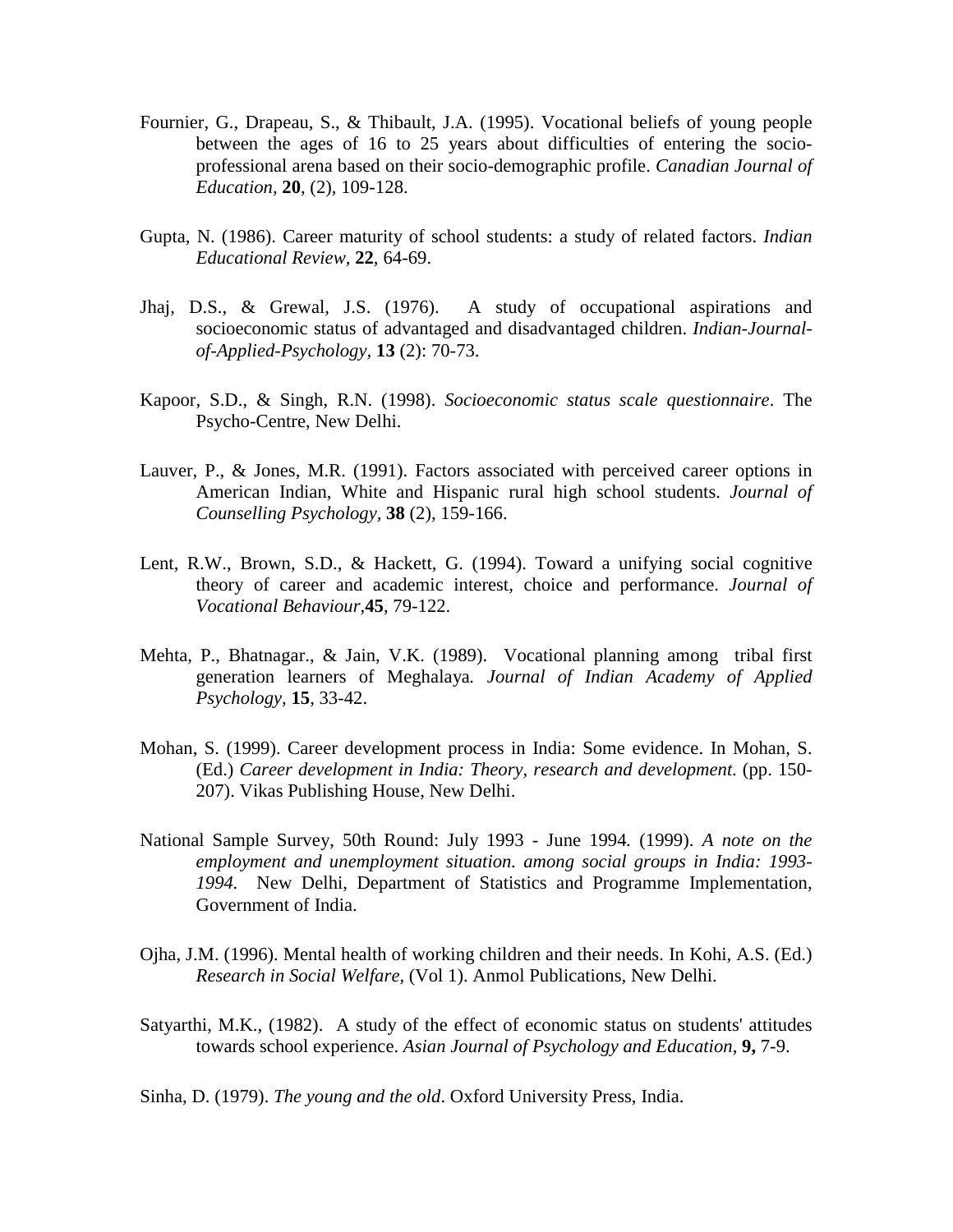Fournier, G., Drapeau, S., & Thibault, J.A. (1995). Vocational beliefs of young people between the ages of 16 to 25 years about difficulties of entering the socio-professional arena based on their socio-demographic profile. *Canadian Journal of Education,* **20**, (2), 109-128.

Gupta, N. (1986). Career maturity of school students: a study of related factors. *Indian Educational Review,* **22**, 64-69.

Jhaj, D.S., & Grewal, J.S. (1976). A study of occupational aspirations and socioeconomic status of advantaged and disadvantaged children. *Indian-Journal-of-Applied-Psychology,* **13** (2): 70-73.

Kapoor, S.D., & Singh, R.N. (1998). *Socioeconomic status scale questionnaire*. The Psycho-Centre, New Delhi.

Lauver, P., & Jones, M.R. (1991). Factors associated with perceived career options in American Indian, White and Hispanic rural high school students. *Journal of Counselling Psychology,* **38** (2), 159-166.

Lent, R.W., Brown, S.D., & Hackett, G. (1994). Toward a unifying social cognitive theory of career and academic interest, choice and performance. *Journal of Vocational Behaviour,***45**, 79-122.

Mehta, P., Bhatnagar., & Jain, V.K. (1989). Vocational planning among tribal first generation learners of Meghalaya. *Journal of Indian Academy of Applied Psychology,* **15**, 33-42.

Mohan, S. (1999). Career development process in India: Some evidence. In Mohan, S. (Ed.) *Career development in India: Theory, research and development.* (pp. 150-207). Vikas Publishing House, New Delhi.

National Sample Survey, 50th Round: July 1993 - June 1994. (1999). *A note on the employment and unemployment situation. among social groups in India: 1993-1994.* New Delhi, Department of Statistics and Programme Implementation, Government of India.

Ojha, J.M. (1996). Mental health of working children and their needs. In Kohi, A.S. (Ed.) *Research in Social Welfare,* (Vol 1). Anmol Publications, New Delhi.

Satyarthi, M.K., (1982). A study of the effect of economic status on students' attitudes towards school experience. *Asian Journal of Psychology and Education,* **9,** 7-9.

Sinha, D. (1979). *The young and the old*. Oxford University Press, India.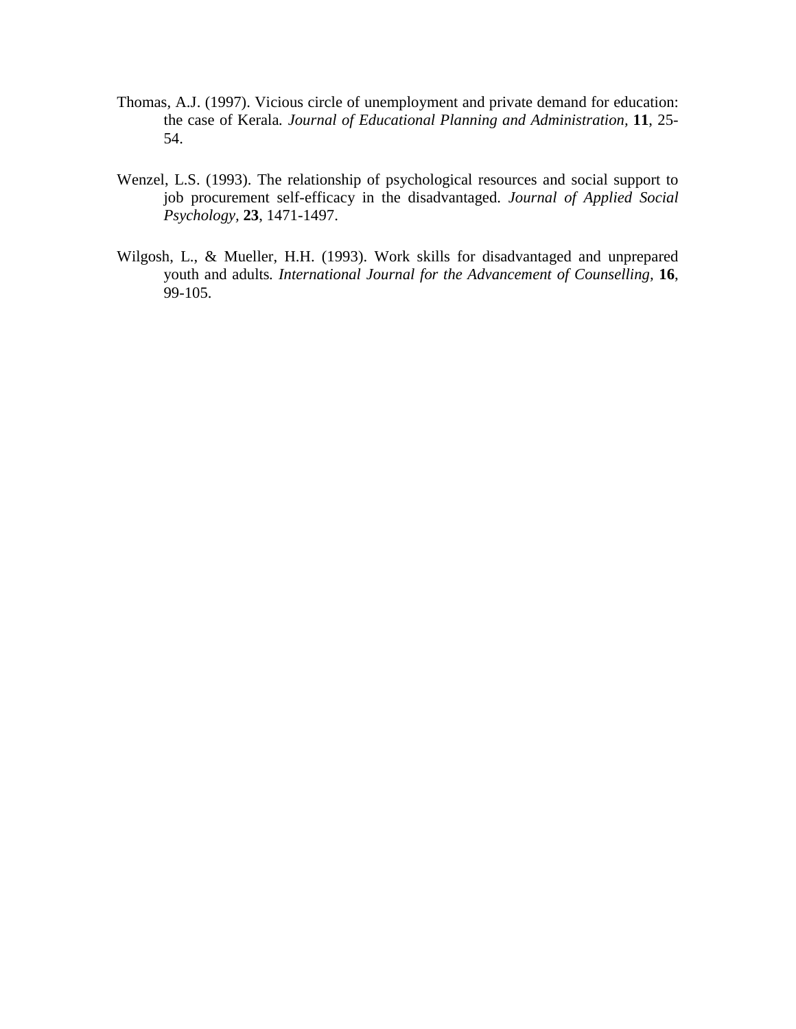Thomas, A.J. (1997). Vicious circle of unemployment and private demand for education: the case of Kerala. *Journal of Educational Planning and Administration*, **11**, 25-54.

Wenzel, L.S. (1993). The relationship of psychological resources and social support to job procurement self-efficacy in the disadvantaged. *Journal of Applied Social Psychology*, **23**, 1471-1497.

Wilgosh, L., & Mueller, H.H. (1993). Work skills for disadvantaged and unprepared youth and adults. *International Journal for the Advancement of Counselling*, **16**, 99-105.